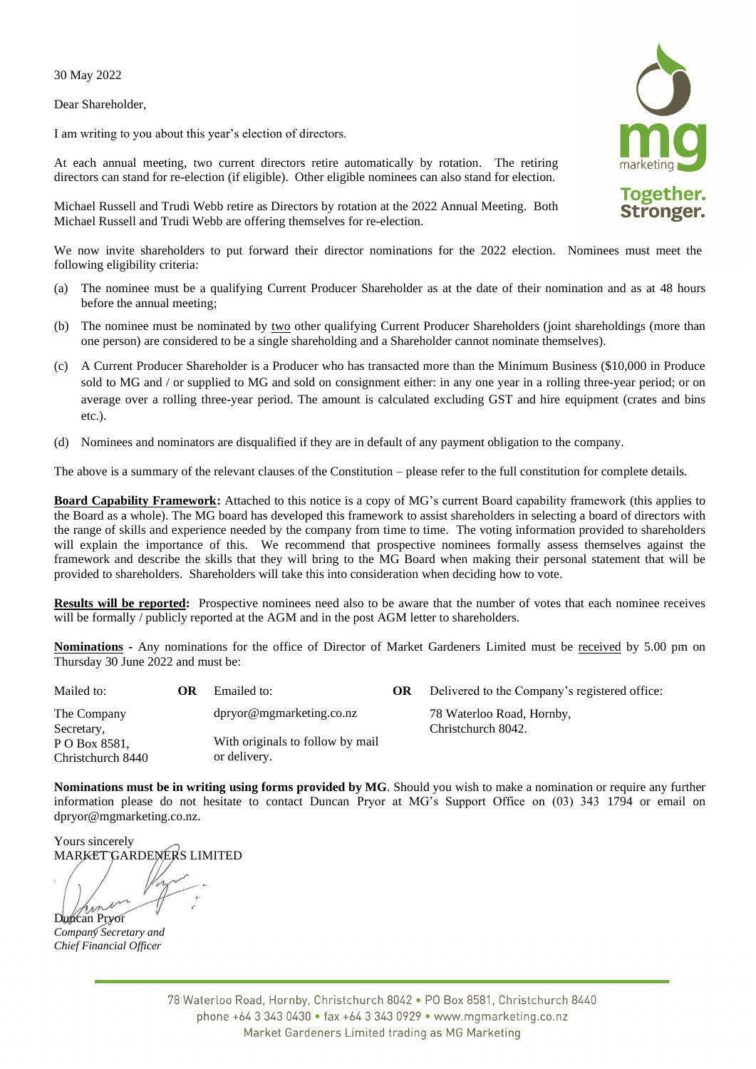30 May 2022

Dear Shareholder,

I am writing to you about this year's election of directors.

At each annual meeting, two current directors retire automatically by rotation. The retiring directors can stand for re-election (if eligible). Other eligible nominees can also stand for election.

Michael Russell and Trudi Webb retire as Directors by rotation at the 2022 Annual Meeting. Both Michael Russell and Trudi Webb are offering themselves for re-election.

We now invite shareholders to put forward their director nominations for the 2022 election. Nominees must meet the following eligibility criteria:

(a) The nominee must be a qualifying Current Producer Shareholder as at the date of their nomination and as at 48 hours before the annual meeting;

(b) The nominee must be nominated by two other qualifying Current Producer Shareholders (joint shareholdings (more than one person) are considered to be a single shareholding and a Shareholder cannot nominate themselves).

(c) A Current Producer Shareholder is a Producer who has transacted more than the Minimum Business ($10,000 in Produce sold to MG and / or supplied to MG and sold on consignment either: in any one year in a rolling three-year period; or on average over a rolling three-year period. The amount is calculated excluding GST and hire equipment (crates and bins etc.).

(d) Nominees and nominators are disqualified if they are in default of any payment obligation to the company.

The above is a summary of the relevant clauses of the Constitution – please refer to the full constitution for complete details.

**Board Capability Framework:** Attached to this notice is a copy of MG's current Board capability framework (this applies to the Board as a whole). The MG board has developed this framework to assist shareholders in selecting a board of directors with the range of skills and experience needed by the company from time to time. The voting information provided to shareholders will explain the importance of this. We recommend that prospective nominees formally assess themselves against the framework and describe the skills that they will bring to the MG Board when making their personal statement that will be provided to shareholders. Shareholders will take this into consideration when deciding how to vote.

**Results will be reported:** Prospective nominees need also to be aware that the number of votes that each nominee receives will be formally / publicly reported at the AGM and in the post AGM letter to shareholders.

**Nominations** - Any nominations for the office of Director of Market Gardeners Limited must be received by 5.00 pm on Thursday 30 June 2022 and must be:

| Mailed to: | | Emailed to: | | Delivered to the Company's registered office: |
|---|---|---|---|---|
| The Company Secretary, P O Box 8581, Christchurch 8440 | **OR** | dpryor@mgmarketing.co.nz With originals to follow by mail or delivery. | **OR** | 78 Waterloo Road, Hornby, Christchurch 8042. |

**Nominations must be in writing using forms provided by MG**. Should you wish to make a nomination or require any further information please do not hesitate to contact Duncan Pryor at MG's Support Office on (03) 343 1794 or email on dpryor@mgmarketing.co.nz.

Yours sincerely
MARKET GARDENERS LIMITED

Duncan Pryor
*Company Secretary and*
*Chief Financial Officer*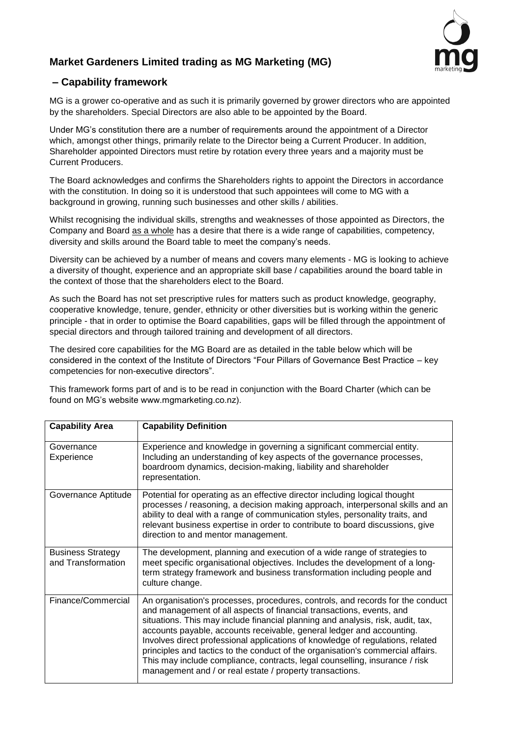## Market Gardeners Limited trading as MG Marketing (MG)

## – Capability framework

MG is a grower co-operative and as such it is primarily governed by grower directors who are appointed by the shareholders. Special Directors are also able to be appointed by the Board.

Under MG's constitution there are a number of requirements around the appointment of a Director which, amongst other things, primarily relate to the Director being a Current Producer. In addition, Shareholder appointed Directors must retire by rotation every three years and a majority must be Current Producers.

The Board acknowledges and confirms the Shareholders rights to appoint the Directors in accordance with the constitution. In doing so it is understood that such appointees will come to MG with a background in growing, running such businesses and other skills / abilities.

Whilst recognising the individual skills, strengths and weaknesses of those appointed as Directors, the Company and Board as a whole has a desire that there is a wide range of capabilities, competency, diversity and skills around the Board table to meet the company's needs.

Diversity can be achieved by a number of means and covers many elements - MG is looking to achieve a diversity of thought, experience and an appropriate skill base / capabilities around the board table in the context of those that the shareholders elect to the Board.

As such the Board has not set prescriptive rules for matters such as product knowledge, geography, cooperative knowledge, tenure, gender, ethnicity or other diversities but is working within the generic principle - that in order to optimise the Board capabilities, gaps will be filled through the appointment of special directors and through tailored training and development of all directors.

The desired core capabilities for the MG Board are as detailed in the table below which will be considered in the context of the Institute of Directors "Four Pillars of Governance Best Practice – key competencies for non-executive directors".

This framework forms part of and is to be read in conjunction with the Board Charter (which can be found on MG's website www.mgmarketing.co.nz).

| Capability Area | Capability Definition |
|---|---|
| Governance Experience | Experience and knowledge in governing a significant commercial entity. Including an understanding of key aspects of the governance processes, boardroom dynamics, decision-making, liability and shareholder representation. |
| Governance Aptitude | Potential for operating as an effective director including logical thought processes / reasoning, a decision making approach, interpersonal skills and an ability to deal with a range of communication styles, personality traits, and relevant business expertise in order to contribute to board discussions, give direction to and mentor management. |
| Business Strategy and Transformation | The development, planning and execution of a wide range of strategies to meet specific organisational objectives. Includes the development of a long-term strategy framework and business transformation including people and culture change. |
| Finance/Commercial | An organisation's processes, procedures, controls, and records for the conduct and management of all aspects of financial transactions, events, and situations. This may include financial planning and analysis, risk, audit, tax, accounts payable, accounts receivable, general ledger and accounting. Involves direct professional applications of knowledge of regulations, related principles and tactics to the conduct of the organisation's commercial affairs. This may include compliance, contracts, legal counselling, insurance / risk management and / or real estate / property transactions. |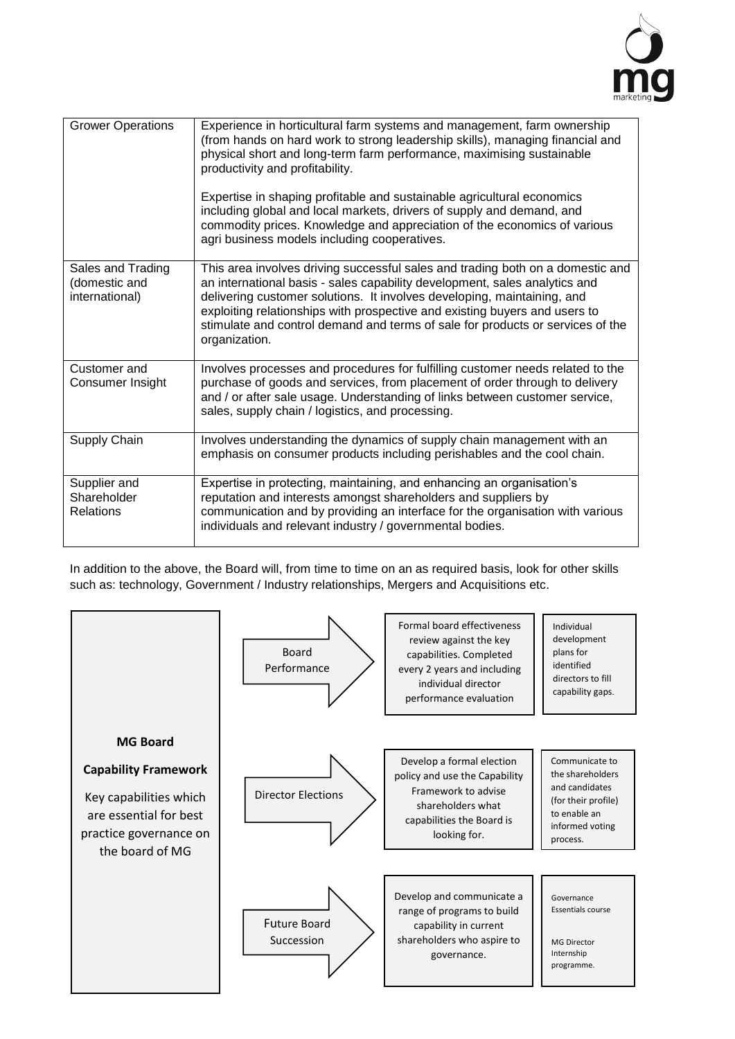| | |
|---|---|
| Grower Operations | Experience in horticultural farm systems and management, farm ownership (from hands on hard work to strong leadership skills), managing financial and physical short and long-term farm performance, maximising sustainable productivity and profitability.<br><br>Expertise in shaping profitable and sustainable agricultural economics including global and local markets, drivers of supply and demand, and commodity prices. Knowledge and appreciation of the economics of various agri business models including cooperatives. |
| Sales and Trading (domestic and international) | This area involves driving successful sales and trading both on a domestic and an international basis - sales capability development, sales analytics and delivering customer solutions. It involves developing, maintaining, and exploiting relationships with prospective and existing buyers and users to stimulate and control demand and terms of sale for products or services of the organization. |
| Customer and Consumer Insight | Involves processes and procedures for fulfilling customer needs related to the purchase of goods and services, from placement of order through to delivery and / or after sale usage. Understanding of links between customer service, sales, supply chain / logistics, and processing. |
| Supply Chain | Involves understanding the dynamics of supply chain management with an emphasis on consumer products including perishables and the cool chain. |
| Supplier and Shareholder Relations | Expertise in protecting, maintaining, and enhancing an organisation's reputation and interests amongst shareholders and suppliers by communication and by providing an interface for the organisation with various individuals and relevant industry / governmental bodies. |

In addition to the above, the Board will, from time to time on an as required basis, look for other skills such as: technology, Government / Industry relationships, Mergers and Acquisitions etc.

**MG Board**

**Capability Framework**

Key capabilities which are essential for best practice governance on the board of MG

Board Performance

Formal board effectiveness review against the key capabilities. Completed every 2 years and including individual director performance evaluation

Individual development plans for identified directors to fill capability gaps.

Director Elections

Develop a formal election policy and use the Capability Framework to advise shareholders what capabilities the Board is looking for.

Communicate to the shareholders and candidates (for their profile) to enable an informed voting process.

Future Board Succession

Develop and communicate a range of programs to build capability in current shareholders who aspire to governance.

Governance Essentials course

MG Director Internship programme.